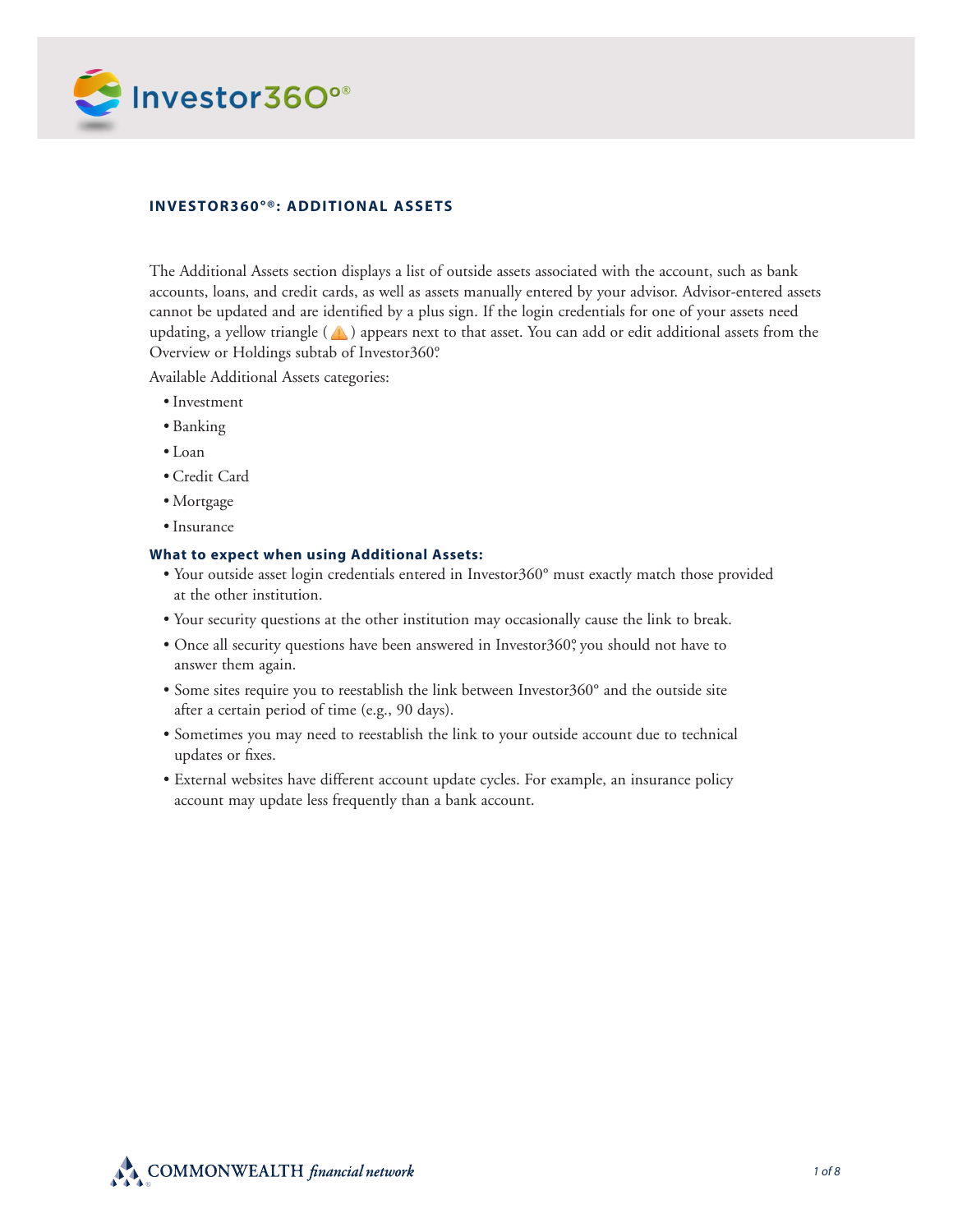## INVESTOR360°®: ADDITIONAL ASSETS

The Additional Assets section displays a list of outside assets associated with the account, such as bank accounts, loans, and credit cards, as well as assets manually entered by your advisor. Advisor-entered assets cannot be updated and are identified by a plus sign. If the login credentials for one of your assets need updating, a yellow triangle ( ⚠ ) appears next to that asset. You can add or edit additional assets from the Overview or Holdings subtab of Investor360°.

Available Additional Assets categories:

- Investment
- Banking
- Loan
- Credit Card
- Mortgage
- Insurance

### What to expect when using Additional Assets:

- Your outside asset login credentials entered in Investor360° must exactly match those provided at the other institution.
- Your security questions at the other institution may occasionally cause the link to break.
- Once all security questions have been answered in Investor360°, you should not have to answer them again.
- Some sites require you to reestablish the link between Investor360° and the outside site after a certain period of time (e.g., 90 days).
- Sometimes you may need to reestablish the link to your outside account due to technical updates or fixes.
- External websites have different account update cycles. For example, an insurance policy account may update less frequently than a bank account.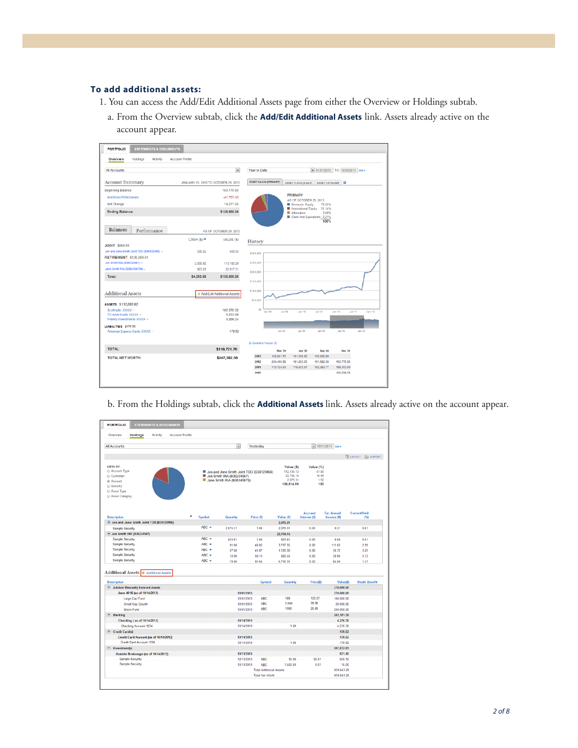### To add additional assets:

1. You can access the Add/Edit Additional Assets page from either the Overview or Holdings subtab.

   a. From the Overview subtab, click the **Add/Edit Additional Assets** link. Assets already active on the account appear.

   b. From the Holdings subtab, click the **Additional Assets** link. Assets already active on the account appear.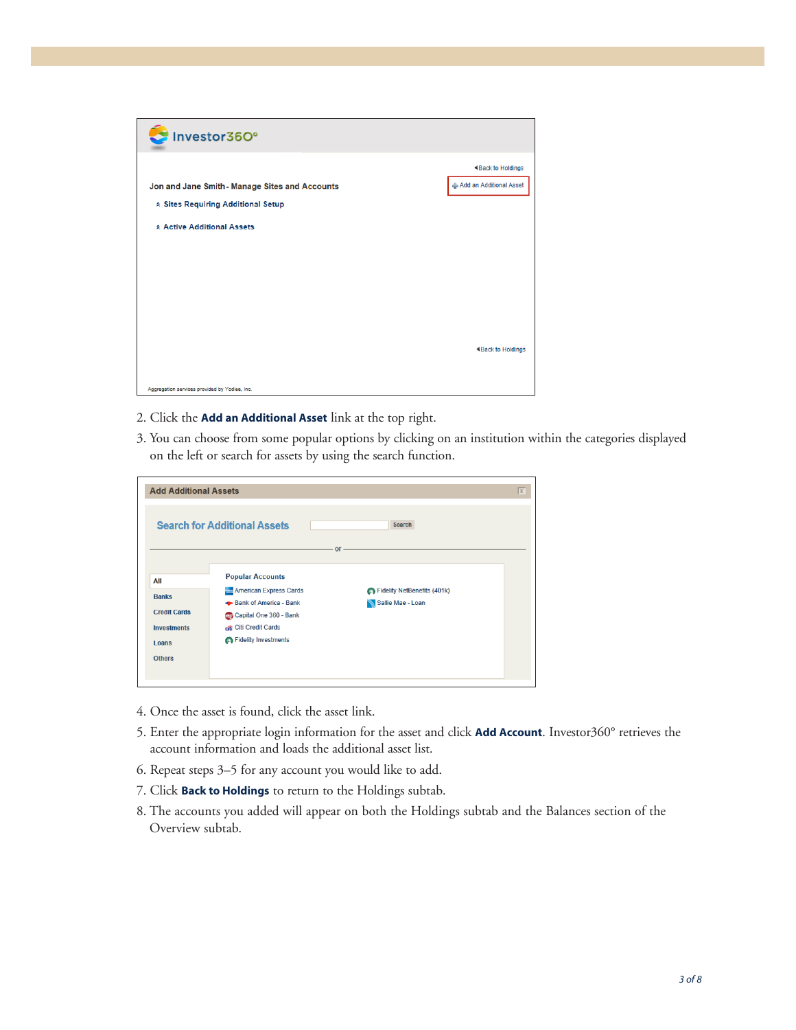2. Click the **Add an Additional Asset** link at the top right.
3. You can choose from some popular options by clicking on an institution within the categories displayed on the left or search for assets by using the search function.
4. Once the asset is found, click the asset link.
5. Enter the appropriate login information for the asset and click **Add Account**. Investor360° retrieves the account information and loads the additional asset list.
6. Repeat steps 3–5 for any account you would like to add.
7. Click **Back to Holdings** to return to the Holdings subtab.
8. The accounts you added will appear on both the Holdings subtab and the Balances section of the Overview subtab.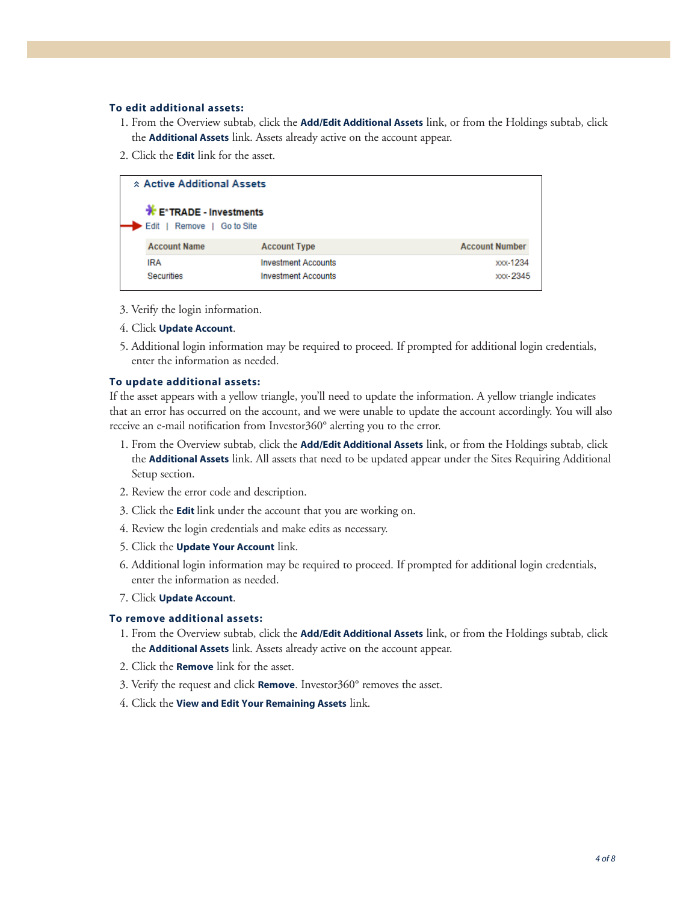**To edit additional assets:**

1. From the Overview subtab, click the **Add/Edit Additional Assets** link, or from the Holdings subtab, click the **Additional Assets** link. Assets already active on the account appear.
2. Click the **Edit** link for the asset.

**Active Additional Assets**

**E*TRADE - Investments**

Edit | Remove | Go to Site

| Account Name | Account Type | Account Number |
| --- | --- | --- |
| IRA | Investment Accounts | xxx-1234 |
| Securities | Investment Accounts | xxx-2345 |

3. Verify the login information.
4. Click **Update Account**.
5. Additional login information may be required to proceed. If prompted for additional login credentials, enter the information as needed.

**To update additional assets:**

If the asset appears with a yellow triangle, you'll need to update the information. A yellow triangle indicates that an error has occurred on the account, and we were unable to update the account accordingly. You will also receive an e-mail notification from Investor360° alerting you to the error.

1. From the Overview subtab, click the **Add/Edit Additional Assets** link, or from the Holdings subtab, click the **Additional Assets** link. All assets that need to be updated appear under the Sites Requiring Additional Setup section.
2. Review the error code and description.
3. Click the **Edit** link under the account that you are working on.
4. Review the login credentials and make edits as necessary.
5. Click the **Update Your Account** link.
6. Additional login information may be required to proceed. If prompted for additional login credentials, enter the information as needed.
7. Click **Update Account**.

**To remove additional assets:**

1. From the Overview subtab, click the **Add/Edit Additional Assets** link, or from the Holdings subtab, click the **Additional Assets** link. Assets already active on the account appear.
2. Click the **Remove** link for the asset.
3. Verify the request and click **Remove**. Investor360° removes the asset.
4. Click the **View and Edit Your Remaining Assets** link.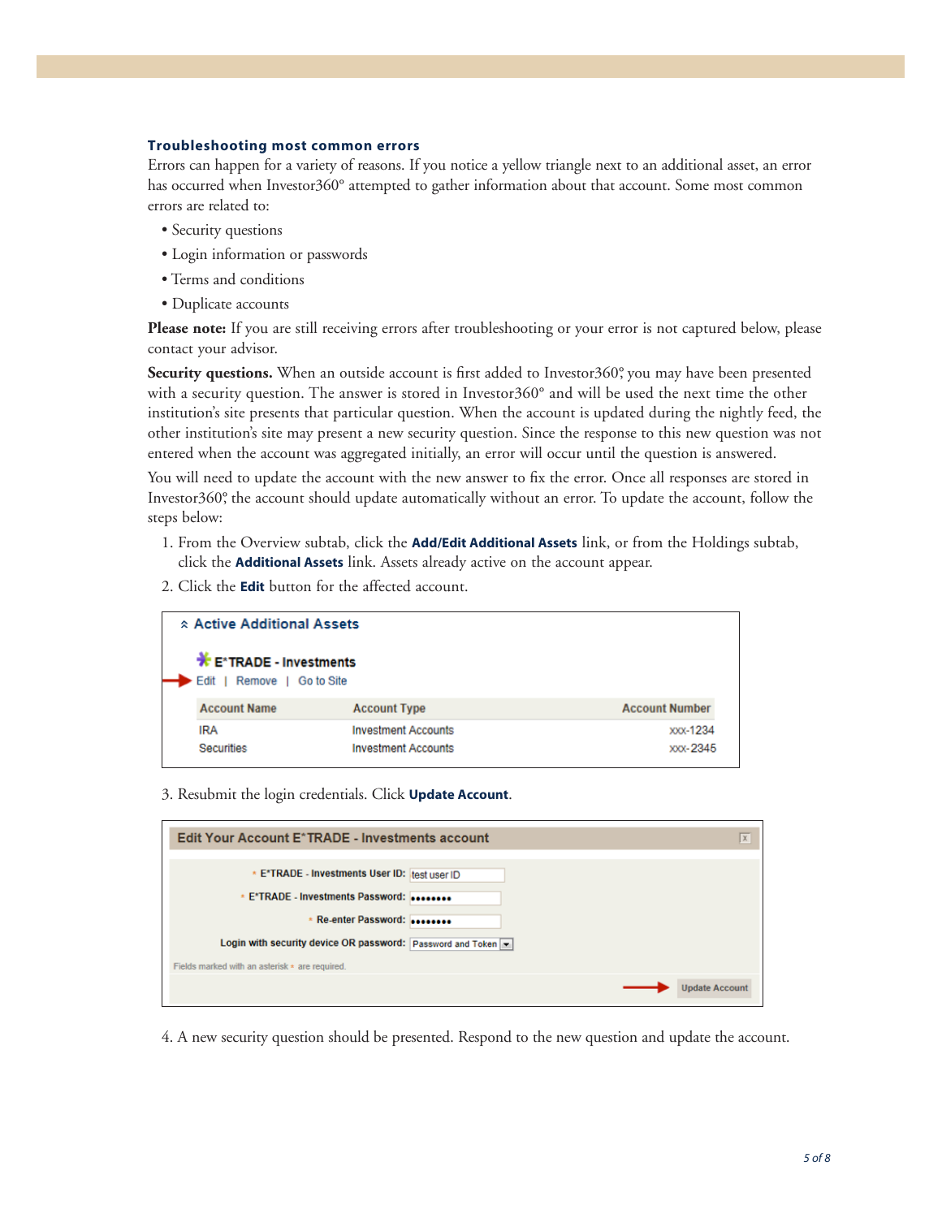### Troubleshooting most common errors

Errors can happen for a variety of reasons. If you notice a yellow triangle next to an additional asset, an error has occurred when Investor360° attempted to gather information about that account. Some most common errors are related to:

- Security questions
- Login information or passwords
- Terms and conditions
- Duplicate accounts

**Please note:** If you are still receiving errors after troubleshooting or your error is not captured below, please contact your advisor.

**Security questions.** When an outside account is first added to Investor360°, you may have been presented with a security question. The answer is stored in Investor360° and will be used the next time the other institution's site presents that particular question. When the account is updated during the nightly feed, the other institution's site may present a new security question. Since the response to this new question was not entered when the account was aggregated initially, an error will occur until the question is answered.

You will need to update the account with the new answer to fix the error. Once all responses are stored in Investor360°, the account should update automatically without an error. To update the account, follow the steps below:

1. From the Overview subtab, click the **Add/Edit Additional Assets** link, or from the Holdings subtab, click the **Additional Assets** link. Assets already active on the account appear.
2. Click the **Edit** button for the affected account.

**Active Additional Assets**

**E*TRADE - Investments**

Edit | Remove | Go to Site

| Account Name | Account Type | Account Number |
|---|---|---|
| IRA | Investment Accounts | xxx-1234 |
| Securities | Investment Accounts | xxx-2345 |

3. Resubmit the login credentials. Click **Update Account**.

**Edit Your Account E*TRADE - Investments account**

- \* E*TRADE - Investments User ID: test user ID
- \* E*TRADE - Investments Password: ••••••••
- \* Re-enter Password: ••••••••
- Login with security device OR password: Password and Token

Fields marked with an asterisk * are required.

Update Account

4. A new security question should be presented. Respond to the new question and update the account.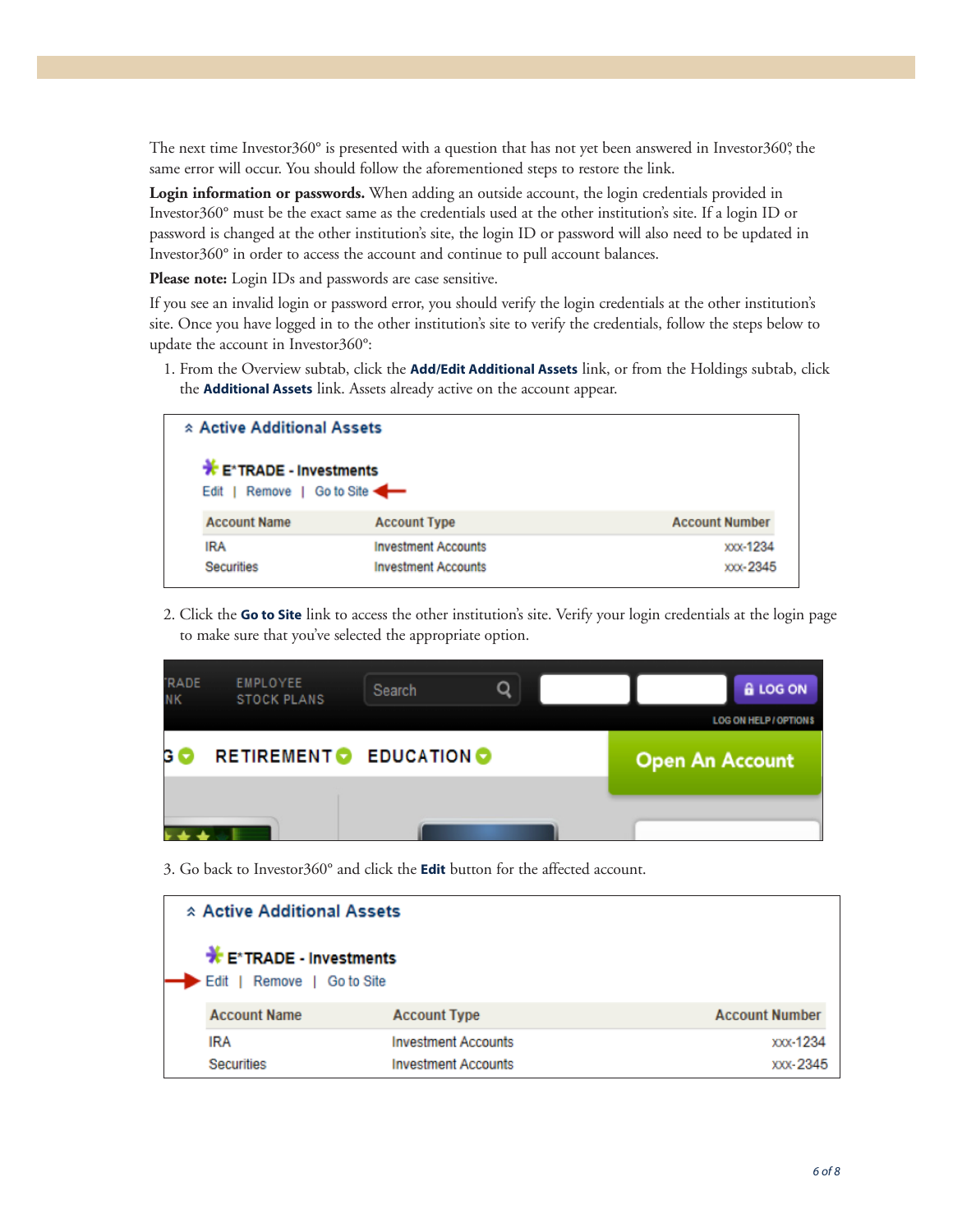The next time Investor360° is presented with a question that has not yet been answered in Investor360°, the same error will occur. You should follow the aforementioned steps to restore the link.

**Login information or passwords.** When adding an outside account, the login credentials provided in Investor360° must be the exact same as the credentials used at the other institution's site. If a login ID or password is changed at the other institution's site, the login ID or password will also need to be updated in Investor360° in order to access the account and continue to pull account balances.

**Please note:** Login IDs and passwords are case sensitive.

If you see an invalid login or password error, you should verify the login credentials at the other institution's site. Once you have logged in to the other institution's site to verify the credentials, follow the steps below to update the account in Investor360°:

1. From the Overview subtab, click the **Add/Edit Additional Assets** link, or from the Holdings subtab, click the **Additional Assets** link. Assets already active on the account appear.

2. Click the **Go to Site** link to access the other institution's site. Verify your login credentials at the login page to make sure that you've selected the appropriate option.

3. Go back to Investor360° and click the **Edit** button for the affected account.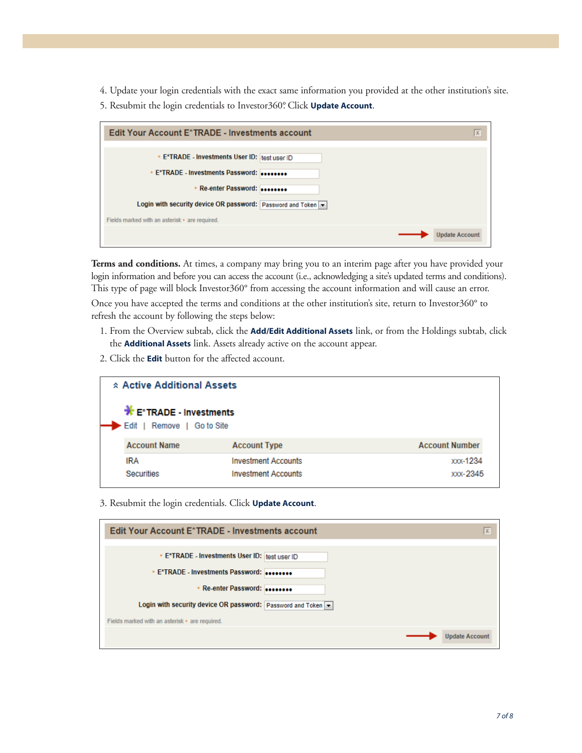4. Update your login credentials with the exact same information you provided at the other institution's site.
5. Resubmit the login credentials to Investor360°. Click **Update Account**.

**Edit Your Account E*TRADE - Investments account**

| | |
|---|---|
| * E*TRADE - Investments User ID: | test user ID |
| * E*TRADE - Investments Password: | •••••••• |
| * Re-enter Password: | •••••••• |
| Login with security device OR password: | Password and Token |

Fields marked with an asterisk * are required.

Update Account

**Terms and conditions.** At times, a company may bring you to an interim page after you have provided your login information and before you can access the account (i.e., acknowledging a site's updated terms and conditions). This type of page will block Investor360° from accessing the account information and will cause an error.

Once you have accepted the terms and conditions at the other institution's site, return to Investor360° to refresh the account by following the steps below:

1. From the Overview subtab, click the **Add/Edit Additional Assets** link, or from the Holdings subtab, click the **Additional Assets** link. Assets already active on the account appear.
2. Click the **Edit** button for the affected account.

**Active Additional Assets**

**E*TRADE - Investments**

Edit | Remove | Go to Site

| Account Name | Account Type | Account Number |
|---|---|---|
| IRA | Investment Accounts | xxx-1234 |
| Securities | Investment Accounts | xxx-2345 |

3. Resubmit the login credentials. Click **Update Account**.

**Edit Your Account E*TRADE - Investments account**

| | |
|---|---|
| * E*TRADE - Investments User ID: | test user ID |
| * E*TRADE - Investments Password: | •••••••• |
| * Re-enter Password: | •••••••• |
| Login with security device OR password: | Password and Token |

Fields marked with an asterisk * are required.

Update Account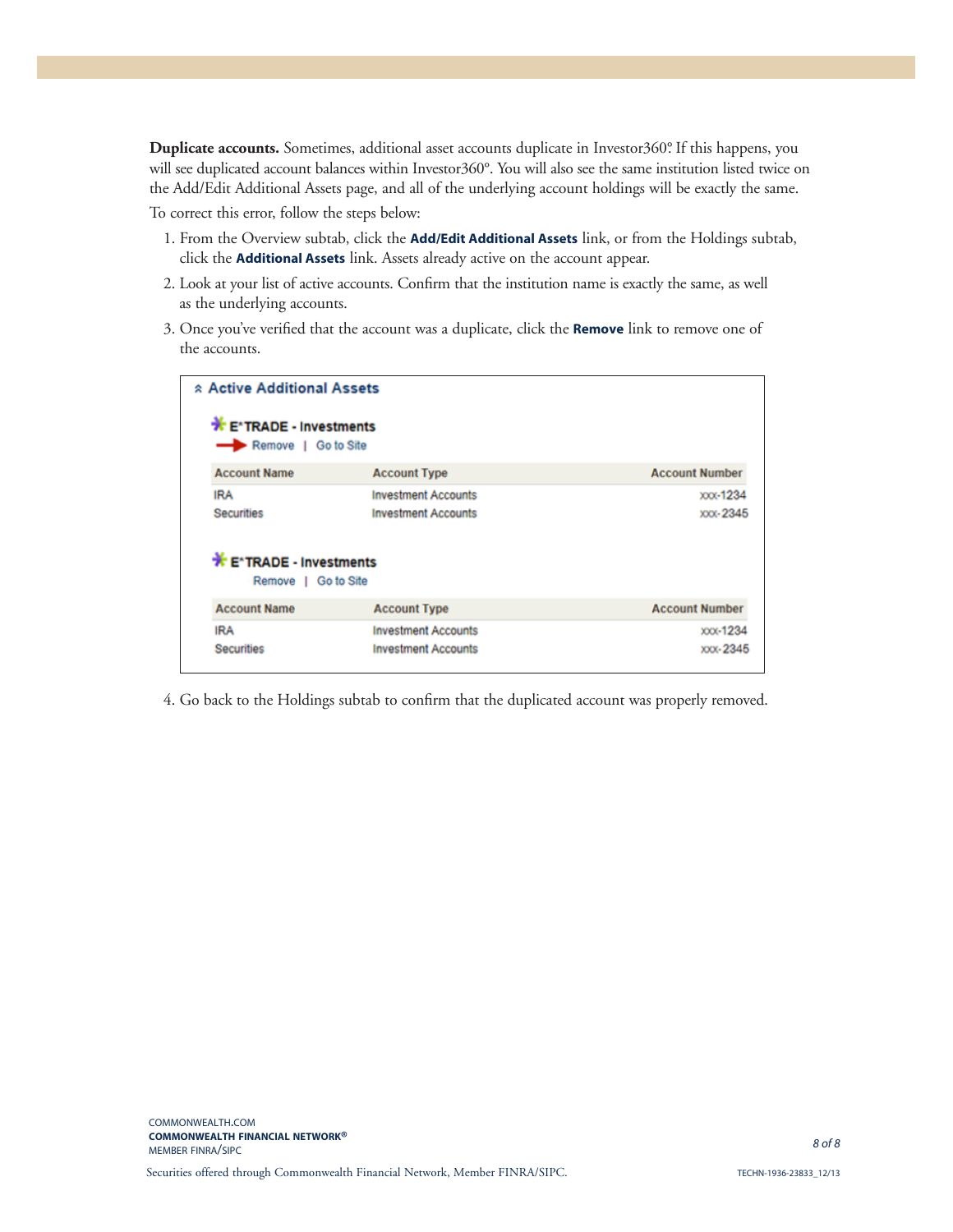**Duplicate accounts.** Sometimes, additional asset accounts duplicate in Investor360°. If this happens, you will see duplicated account balances within Investor360°. You will also see the same institution listed twice on the Add/Edit Additional Assets page, and all of the underlying account holdings will be exactly the same.

To correct this error, follow the steps below:

1. From the Overview subtab, click the **Add/Edit Additional Assets** link, or from the Holdings subtab, click the **Additional Assets** link. Assets already active on the account appear.
2. Look at your list of active accounts. Confirm that the institution name is exactly the same, as well as the underlying accounts.
3. Once you've verified that the account was a duplicate, click the **Remove** link to remove one of the accounts.

**Active Additional Assets**

**E*TRADE - Investments**

Remove | Go to Site

| Account Name | Account Type | Account Number |
|---|---|---|
| IRA | Investment Accounts | xxx-1234 |
| Securities | Investment Accounts | xxx-2345 |

**E*TRADE - Investments**

Remove | Go to Site

| Account Name | Account Type | Account Number |
|---|---|---|
| IRA | Investment Accounts | xxx-1234 |
| Securities | Investment Accounts | xxx-2345 |

4. Go back to the Holdings subtab to confirm that the duplicated account was properly removed.

COMMONWEALTH.COM
**COMMONWEALTH FINANCIAL NETWORK®**
MEMBER FINRA/SIPC

Securities offered through Commonwealth Financial Network, Member FINRA/SIPC.

TECHN-1936-23833_12/13